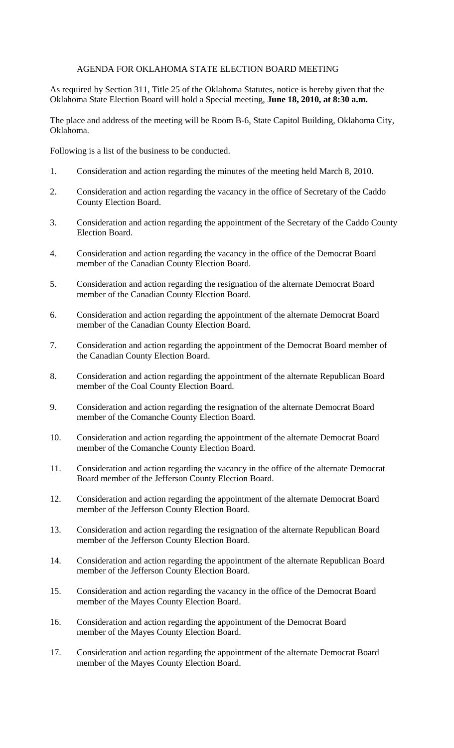# AGENDA FOR OKLAHOMA STATE ELECTION BOARD MEETING

As required by Section 311, Title 25 of the Oklahoma Statutes, notice is hereby given that the Oklahoma State Election Board will hold a Special meeting, **June 18, 2010, at 8:30 a.m.**

The place and address of the meeting will be Room B-6, State Capitol Building, Oklahoma City, Oklahoma.

Following is a list of the business to be conducted.

1. Consideration and action regarding the minutes of the meeting held March 8, 2010.

2. Consideration and action regarding the vacancy in the office of Secretary of the Caddo County Election Board.

3. Consideration and action regarding the appointment of the Secretary of the Caddo County Election Board.

4. Consideration and action regarding the vacancy in the office of the Democrat Board member of the Canadian County Election Board.

5. Consideration and action regarding the resignation of the alternate Democrat Board member of the Canadian County Election Board.

6. Consideration and action regarding the appointment of the alternate Democrat Board member of the Canadian County Election Board.

7. Consideration and action regarding the appointment of the Democrat Board member of the Canadian County Election Board.

8. Consideration and action regarding the appointment of the alternate Republican Board member of the Coal County Election Board.

9. Consideration and action regarding the resignation of the alternate Democrat Board member of the Comanche County Election Board.

10. Consideration and action regarding the appointment of the alternate Democrat Board member of the Comanche County Election Board.

11. Consideration and action regarding the vacancy in the office of the alternate Democrat Board member of the Jefferson County Election Board.

12. Consideration and action regarding the appointment of the alternate Democrat Board member of the Jefferson County Election Board.

13. Consideration and action regarding the resignation of the alternate Republican Board member of the Jefferson County Election Board.

14. Consideration and action regarding the appointment of the alternate Republican Board member of the Jefferson County Election Board.

15. Consideration and action regarding the vacancy in the office of the Democrat Board member of the Mayes County Election Board.

16. Consideration and action regarding the appointment of the Democrat Board member of the Mayes County Election Board.

17. Consideration and action regarding the appointment of the alternate Democrat Board member of the Mayes County Election Board.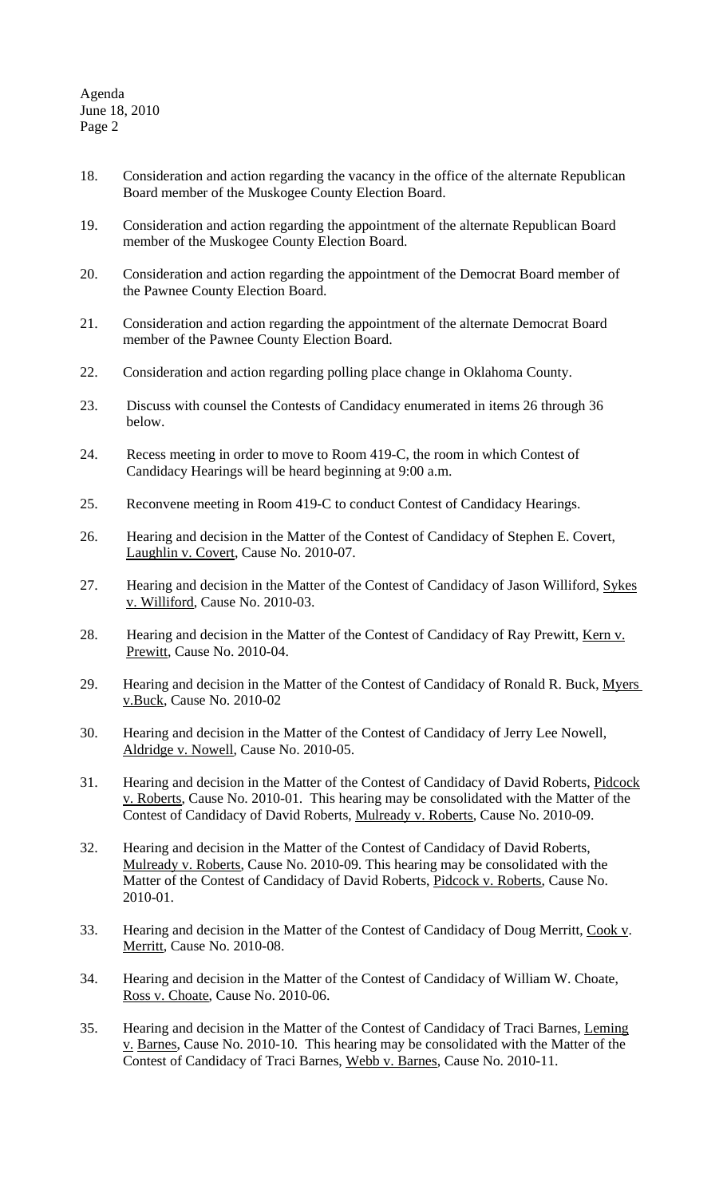18. Consideration and action regarding the vacancy in the office of the alternate Republican Board member of the Muskogee County Election Board.

19. Consideration and action regarding the appointment of the alternate Republican Board member of the Muskogee County Election Board.

20. Consideration and action regarding the appointment of the Democrat Board member of the Pawnee County Election Board.

21. Consideration and action regarding the appointment of the alternate Democrat Board member of the Pawnee County Election Board.

22. Consideration and action regarding polling place change in Oklahoma County.

23. Discuss with counsel the Contests of Candidacy enumerated in items 26 through 36 below.

24. Recess meeting in order to move to Room 419-C, the room in which Contest of Candidacy Hearings will be heard beginning at 9:00 a.m.

25. Reconvene meeting in Room 419-C to conduct Contest of Candidacy Hearings.

26. Hearing and decision in the Matter of the Contest of Candidacy of Stephen E. Covert, Laughlin v. Covert, Cause No. 2010-07.

27. Hearing and decision in the Matter of the Contest of Candidacy of Jason Williford, Sykes v. Williford, Cause No. 2010-03.

28. Hearing and decision in the Matter of the Contest of Candidacy of Ray Prewitt, Kern v. Prewitt, Cause No. 2010-04.

29. Hearing and decision in the Matter of the Contest of Candidacy of Ronald R. Buck, Myers v.Buck, Cause No. 2010-02

30. Hearing and decision in the Matter of the Contest of Candidacy of Jerry Lee Nowell, Aldridge v. Nowell, Cause No. 2010-05.

31. Hearing and decision in the Matter of the Contest of Candidacy of David Roberts, Pidcock v. Roberts, Cause No. 2010-01. This hearing may be consolidated with the Matter of the Contest of Candidacy of David Roberts, Mulready v. Roberts, Cause No. 2010-09.

32. Hearing and decision in the Matter of the Contest of Candidacy of David Roberts, Mulready v. Roberts, Cause No. 2010-09. This hearing may be consolidated with the Matter of the Contest of Candidacy of David Roberts, Pidcock v. Roberts, Cause No. 2010-01.

33. Hearing and decision in the Matter of the Contest of Candidacy of Doug Merritt, Cook v. Merritt, Cause No. 2010-08.

34. Hearing and decision in the Matter of the Contest of Candidacy of William W. Choate, Ross v. Choate, Cause No. 2010-06.

35. Hearing and decision in the Matter of the Contest of Candidacy of Traci Barnes, Leming v. Barnes, Cause No. 2010-10. This hearing may be consolidated with the Matter of the Contest of Candidacy of Traci Barnes, Webb v. Barnes, Cause No. 2010-11.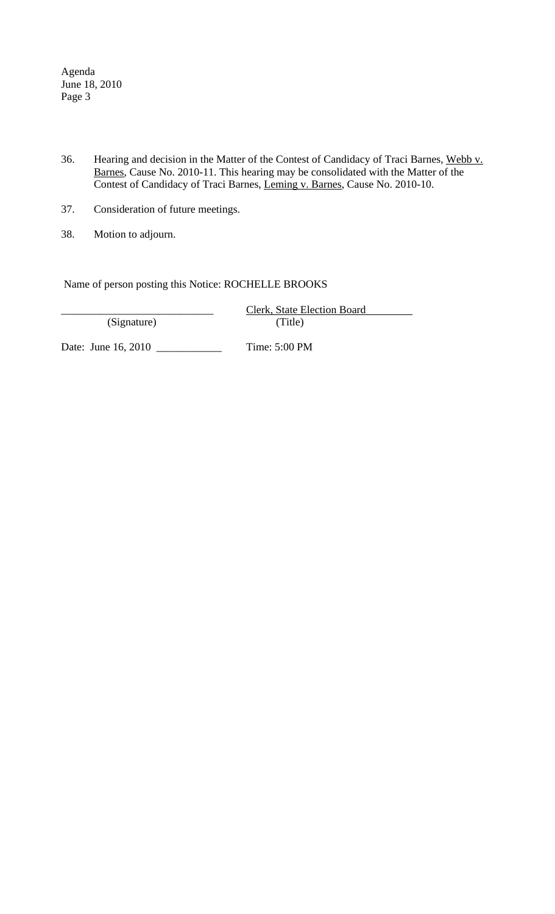36. Hearing and decision in the Matter of the Contest of Candidacy of Traci Barnes, Webb v. Barnes, Cause No. 2010-11. This hearing may be consolidated with the Matter of the Contest of Candidacy of Traci Barnes, Leming v. Barnes, Cause No. 2010-10.

37. Consideration of future meetings.

38. Motion to adjourn.

Name of person posting this Notice: ROCHELLE BROOKS

| | |
|---|---|
| ____________________________ | Clerk, State Election Board |
| (Signature) | (Title) |

Date: June 16, 2010 ____________ Time: 5:00 PM